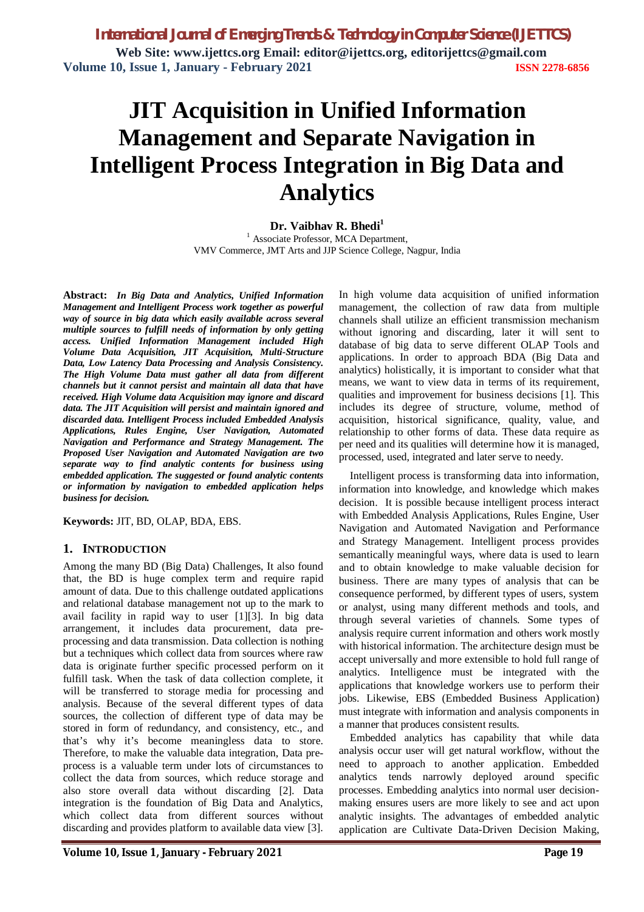# JIT Acquisition in Unified Information Management and Separate Navigation in Intelligent Process Integration in Big Data and Analytics

**Dr. Vaibhav R. Bhedi**[1]

[1] Associate Professor, MCA Department,
VMV Commerce, JMT Arts and JJP Science College, Nagpur, India

**Abstract:** ***In Big Data and Analytics, Unified Information Management and Intelligent Process work together as powerful way of source in big data which easily available across several multiple sources to fulfill needs of information by only getting access. Unified Information Management included High Volume Data Acquisition, JIT Acquisition, Multi-Structure Data, Low Latency Data Processing and Analysis Consistency. The High Volume Data must gather all data from different channels but it cannot persist and maintain all data that have received. High Volume data Acquisition may ignore and discard data. The JIT Acquisition will persist and maintain ignored and discarded data. Intelligent Process included Embedded Analysis Applications, Rules Engine, User Navigation, Automated Navigation and Performance and Strategy Management. The Proposed User Navigation and Automated Navigation are two separate way to find analytic contents for business using embedded application. The suggested or found analytic contents or information by navigation to embedded application helps business for decision.***

**Keywords:** JIT, BD, OLAP, BDA, EBS.

## 1. Introduction

Among the many BD (Big Data) Challenges, It also found that, the BD is huge complex term and require rapid amount of data. Due to this challenge outdated applications and relational database management not up to the mark to avail facility in rapid way to user [1][3]. In big data arrangement, it includes data procurement, data pre-processing and data transmission. Data collection is nothing but a techniques which collect data from sources where raw data is originate further specific processed perform on it fulfill task. When the task of data collection complete, it will be transferred to storage media for processing and analysis. Because of the several different types of data sources, the collection of different type of data may be stored in form of redundancy, and consistency, etc., and that's why it's become meaningless data to store. Therefore, to make the valuable data integration, Data pre-process is a valuable term under lots of circumstances to collect the data from sources, which reduce storage and also store overall data without discarding [2]. Data integration is the foundation of Big Data and Analytics, which collect data from different sources without discarding and provides platform to available data view [3].

In high volume data acquisition of unified information management, the collection of raw data from multiple channels shall utilize an efficient transmission mechanism without ignoring and discarding, later it will sent to database of big data to serve different OLAP Tools and applications. In order to approach BDA (Big Data and analytics) holistically, it is important to consider what that means, we want to view data in terms of its requirement, qualities and improvement for business decisions [1]. This includes its degree of structure, volume, method of acquisition, historical significance, quality, value, and relationship to other forms of data. These data require as per need and its qualities will determine how it is managed, processed, used, integrated and later serve to needy.

Intelligent process is transforming data into information, information into knowledge, and knowledge which makes decision. It is possible because intelligent process interact with Embedded Analysis Applications, Rules Engine, User Navigation and Automated Navigation and Performance and Strategy Management. Intelligent process provides semantically meaningful ways, where data is used to learn and to obtain knowledge to make valuable decision for business. There are many types of analysis that can be consequence performed, by different types of users, system or analyst, using many different methods and tools, and through several varieties of channels. Some types of analysis require current information and others work mostly with historical information. The architecture design must be accept universally and more extensible to hold full range of analytics. Intelligence must be integrated with the applications that knowledge workers use to perform their jobs. Likewise, EBS (Embedded Business Application) must integrate with information and analysis components in a manner that produces consistent results.

Embedded analytics has capability that while data analysis occur user will get natural workflow, without the need to approach to another application. Embedded analytics tends narrowly deployed around specific processes. Embedding analytics into normal user decision-making ensures users are more likely to see and act upon analytic insights. The advantages of embedded analytic application are Cultivate Data-Driven Decision Making,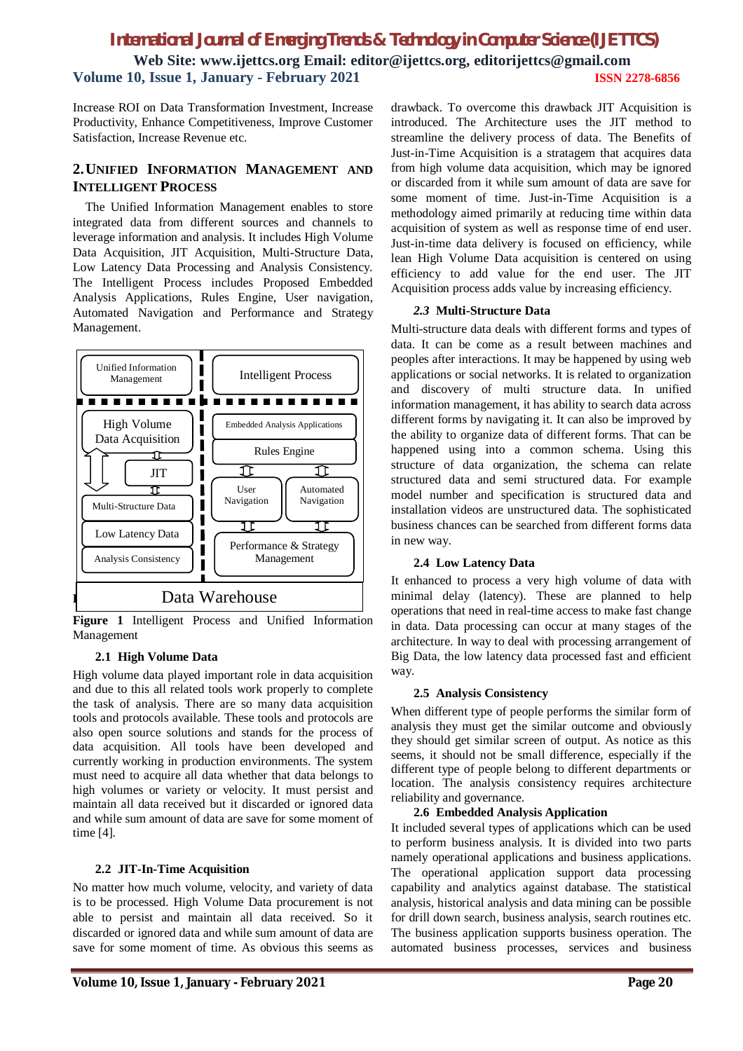Increase ROI on Data Transformation Investment, Increase Productivity, Enhance Competitiveness, Improve Customer Satisfaction, Increase Revenue etc.

## 2. UNIFIED INFORMATION MANAGEMENT AND INTELLIGENT PROCESS

The Unified Information Management enables to store integrated data from different sources and channels to leverage information and analysis. It includes High Volume Data Acquisition, JIT Acquisition, Multi-Structure Data, Low Latency Data Processing and Analysis Consistency. The Intelligent Process includes Proposed Embedded Analysis Applications, Rules Engine, User navigation, Automated Navigation and Performance and Strategy Management.

Unified Information Management | Intelligent Process

High Volume Data Acquisition | Embedded Analysis Applications

JIT | Rules Engine

Multi-Structure Data | User Navigation | Automated Navigation

Low Latency Data | Performance & Strategy Management

Analysis Consistency

Data Warehouse

**Figure 1** Intelligent Process and Unified Information Management

### 2.1 High Volume Data

High volume data played important role in data acquisition and due to this all related tools work properly to complete the task of analysis. There are so many data acquisition tools and protocols available. These tools and protocols are also open source solutions and stands for the process of data acquisition. All tools have been developed and currently working in production environments. The system must need to acquire all data whether that data belongs to high volumes or variety or velocity. It must persist and maintain all data received but it discarded or ignored data and while sum amount of data are save for some moment of time [4].

### 2.2 JIT-In-Time Acquisition

No matter how much volume, velocity, and variety of data is to be processed. High Volume Data procurement is not able to persist and maintain all data received. So it discarded or ignored data and while sum amount of data are save for some moment of time. As obvious this seems as drawback. To overcome this drawback JIT Acquisition is introduced. The Architecture uses the JIT method to streamline the delivery process of data. The Benefits of Just-in-Time Acquisition is a stratagem that acquires data from high volume data acquisition, which may be ignored or discarded from it while sum amount of data are save for some moment of time. Just-in-Time Acquisition is a methodology aimed primarily at reducing time within data acquisition of system as well as response time of end user. Just-in-time data delivery is focused on efficiency, while lean High Volume Data acquisition is centered on using efficiency to add value for the end user. The JIT Acquisition process adds value by increasing efficiency.

### *2.3* Multi-Structure Data

Multi-structure data deals with different forms and types of data. It can be come as a result between machines and peoples after interactions. It may be happened by using web applications or social networks. It is related to organization and discovery of multi structure data. In unified information management, it has ability to search data across different forms by navigating it. It can also be improved by the ability to organize data of different forms. That can be happened using into a common schema. Using this structure of data organization, the schema can relate structured data and semi structured data. For example model number and specification is structured data and installation videos are unstructured data. The sophisticated business chances can be searched from different forms data in new way.

### 2.4 Low Latency Data

It enhanced to process a very high volume of data with minimal delay (latency). These are planned to help operations that need in real-time access to make fast change in data. Data processing can occur at many stages of the architecture. In way to deal with processing arrangement of Big Data, the low latency data processed fast and efficient way.

### 2.5 Analysis Consistency

When different type of people performs the similar form of analysis they must get the similar outcome and obviously they should get similar screen of output. As notice as this seems, it should not be small difference, especially if the different type of people belong to different departments or location. The analysis consistency requires architecture reliability and governance.

### 2.6 Embedded Analysis Application

It included several types of applications which can be used to perform business analysis. It is divided into two parts namely operational applications and business applications. The operational application support data processing capability and analytics against database. The statistical analysis, historical analysis and data mining can be possible for drill down search, business analysis, search routines etc. The business application supports business operation. The automated business processes, services and business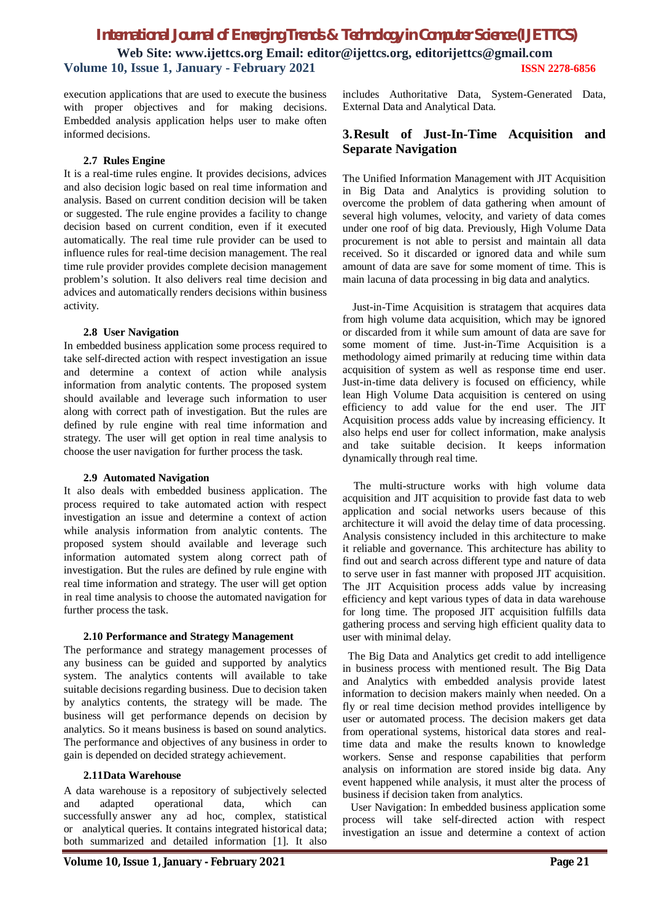execution applications that are used to execute the business with proper objectives and for making decisions. Embedded analysis application helps user to make often informed decisions.

### 2.7 Rules Engine

It is a real-time rules engine. It provides decisions, advices and also decision logic based on real time information and analysis. Based on current condition decision will be taken or suggested. The rule engine provides a facility to change decision based on current condition, even if it executed automatically. The real time rule provider can be used to influence rules for real-time decision management. The real time rule provider provides complete decision management problem's solution. It also delivers real time decision and advices and automatically renders decisions within business activity.

### 2.8 User Navigation

In embedded business application some process required to take self-directed action with respect investigation an issue and determine a context of action while analysis information from analytic contents. The proposed system should available and leverage such information to user along with correct path of investigation. But the rules are defined by rule engine with real time information and strategy. The user will get option in real time analysis to choose the user navigation for further process the task.

### 2.9 Automated Navigation

It also deals with embedded business application. The process required to take automated action with respect investigation an issue and determine a context of action while analysis information from analytic contents. The proposed system should available and leverage such information automated system along correct path of investigation. But the rules are defined by rule engine with real time information and strategy. The user will get option in real time analysis to choose the automated navigation for further process the task.

### 2.10 Performance and Strategy Management

The performance and strategy management processes of any business can be guided and supported by analytics system. The analytics contents will available to take suitable decisions regarding business. Due to decision taken by analytics contents, the strategy will be made. The business will get performance depends on decision by analytics. So it means business is based on sound analytics. The performance and objectives of any business in order to gain is depended on decided strategy achievement.

### 2.11Data Warehouse

A data warehouse is a repository of subjectively selected and adapted operational data, which can successfully answer any ad hoc, complex, statistical or analytical queries. It contains integrated historical data; both summarized and detailed information [1]. It also includes Authoritative Data, System-Generated Data, External Data and Analytical Data.

## 3. Result of Just-In-Time Acquisition and Separate Navigation

The Unified Information Management with JIT Acquisition in Big Data and Analytics is providing solution to overcome the problem of data gathering when amount of several high volumes, velocity, and variety of data comes under one roof of big data. Previously, High Volume Data procurement is not able to persist and maintain all data received. So it discarded or ignored data and while sum amount of data are save for some moment of time. This is main lacuna of data processing in big data and analytics.

Just-in-Time Acquisition is stratagem that acquires data from high volume data acquisition, which may be ignored or discarded from it while sum amount of data are save for some moment of time. Just-in-Time Acquisition is a methodology aimed primarily at reducing time within data acquisition of system as well as response time end user. Just-in-time data delivery is focused on efficiency, while lean High Volume Data acquisition is centered on using efficiency to add value for the end user. The JIT Acquisition process adds value by increasing efficiency. It also helps end user for collect information, make analysis and take suitable decision. It keeps information dynamically through real time.

The multi-structure works with high volume data acquisition and JIT acquisition to provide fast data to web application and social networks users because of this architecture it will avoid the delay time of data processing. Analysis consistency included in this architecture to make it reliable and governance. This architecture has ability to find out and search across different type and nature of data to serve user in fast manner with proposed JIT acquisition. The JIT Acquisition process adds value by increasing efficiency and kept various types of data in data warehouse for long time. The proposed JIT acquisition fulfills data gathering process and serving high efficient quality data to user with minimal delay.

The Big Data and Analytics get credit to add intelligence in business process with mentioned result. The Big Data and Analytics with embedded analysis provide latest information to decision makers mainly when needed. On a fly or real time decision method provides intelligence by user or automated process. The decision makers get data from operational systems, historical data stores and real-time data and make the results known to knowledge workers. Sense and response capabilities that perform analysis on information are stored inside big data. Any event happened while analysis, it must alter the process of business if decision taken from analytics.

User Navigation: In embedded business application some process will take self-directed action with respect investigation an issue and determine a context of action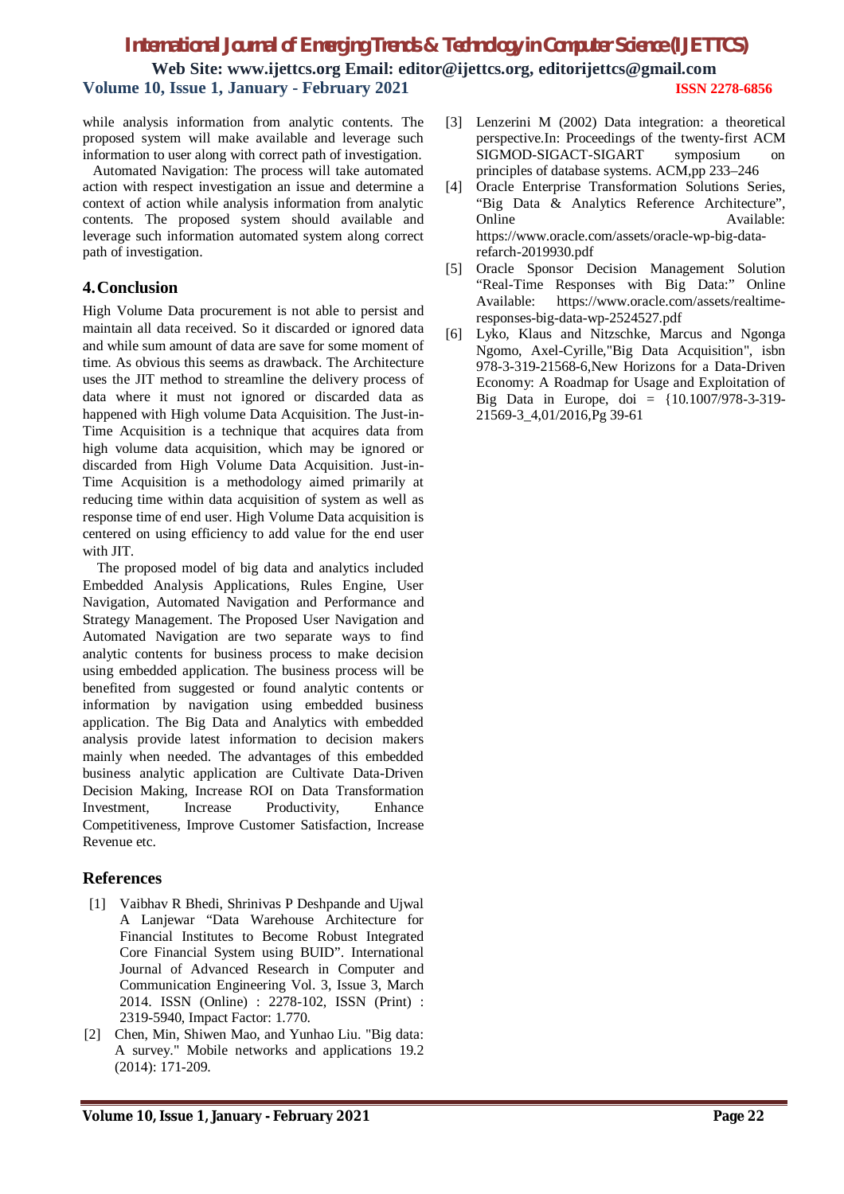while analysis information from analytic contents. The proposed system will make available and leverage such information to user along with correct path of investigation.

Automated Navigation: The process will take automated action with respect investigation an issue and determine a context of action while analysis information from analytic contents. The proposed system should available and leverage such information automated system along correct path of investigation.

## 4. Conclusion

High Volume Data procurement is not able to persist and maintain all data received. So it discarded or ignored data and while sum amount of data are save for some moment of time. As obvious this seems as drawback. The Architecture uses the JIT method to streamline the delivery process of data where it must not ignored or discarded data as happened with High volume Data Acquisition. The Just-in-Time Acquisition is a technique that acquires data from high volume data acquisition, which may be ignored or discarded from High Volume Data Acquisition. Just-in-Time Acquisition is a methodology aimed primarily at reducing time within data acquisition of system as well as response time of end user. High Volume Data acquisition is centered on using efficiency to add value for the end user with JIT.

The proposed model of big data and analytics included Embedded Analysis Applications, Rules Engine, User Navigation, Automated Navigation and Performance and Strategy Management. The Proposed User Navigation and Automated Navigation are two separate ways to find analytic contents for business process to make decision using embedded application. The business process will be benefited from suggested or found analytic contents or information by navigation using embedded business application. The Big Data and Analytics with embedded analysis provide latest information to decision makers mainly when needed. The advantages of this embedded business analytic application are Cultivate Data-Driven Decision Making, Increase ROI on Data Transformation Investment, Increase Productivity, Enhance Competitiveness, Improve Customer Satisfaction, Increase Revenue etc.

## References

[1] Vaibhav R Bhedi, Shrinivas P Deshpande and Ujwal A Lanjewar "Data Warehouse Architecture for Financial Institutes to Become Robust Integrated Core Financial System using BUID". International Journal of Advanced Research in Computer and Communication Engineering Vol. 3, Issue 3, March 2014. ISSN (Online) : 2278-102, ISSN (Print) : 2319-5940, Impact Factor: 1.770.

[2] Chen, Min, Shiwen Mao, and Yunhao Liu. "Big data: A survey." Mobile networks and applications 19.2 (2014): 171-209.

[3] Lenzerini M (2002) Data integration: a theoretical perspective.In: Proceedings of the twenty-first ACM SIGMOD-SIGACT-SIGART symposium on principles of database systems. ACM,pp 233–246

[4] Oracle Enterprise Transformation Solutions Series, "Big Data & Analytics Reference Architecture", Online Available: https://www.oracle.com/assets/oracle-wp-big-data-refarch-2019930.pdf

[5] Oracle Sponsor Decision Management Solution "Real-Time Responses with Big Data:" Online Available: https://www.oracle.com/assets/realtime-responses-big-data-wp-2524527.pdf

[6] Lyko, Klaus and Nitzschke, Marcus and Ngonga Ngomo, Axel-Cyrille,"Big Data Acquisition", isbn 978-3-319-21568-6,New Horizons for a Data-Driven Economy: A Roadmap for Usage and Exploitation of Big Data in Europe, doi = {10.1007/978-3-319-21569-3_4,01/2016,Pg 39-61